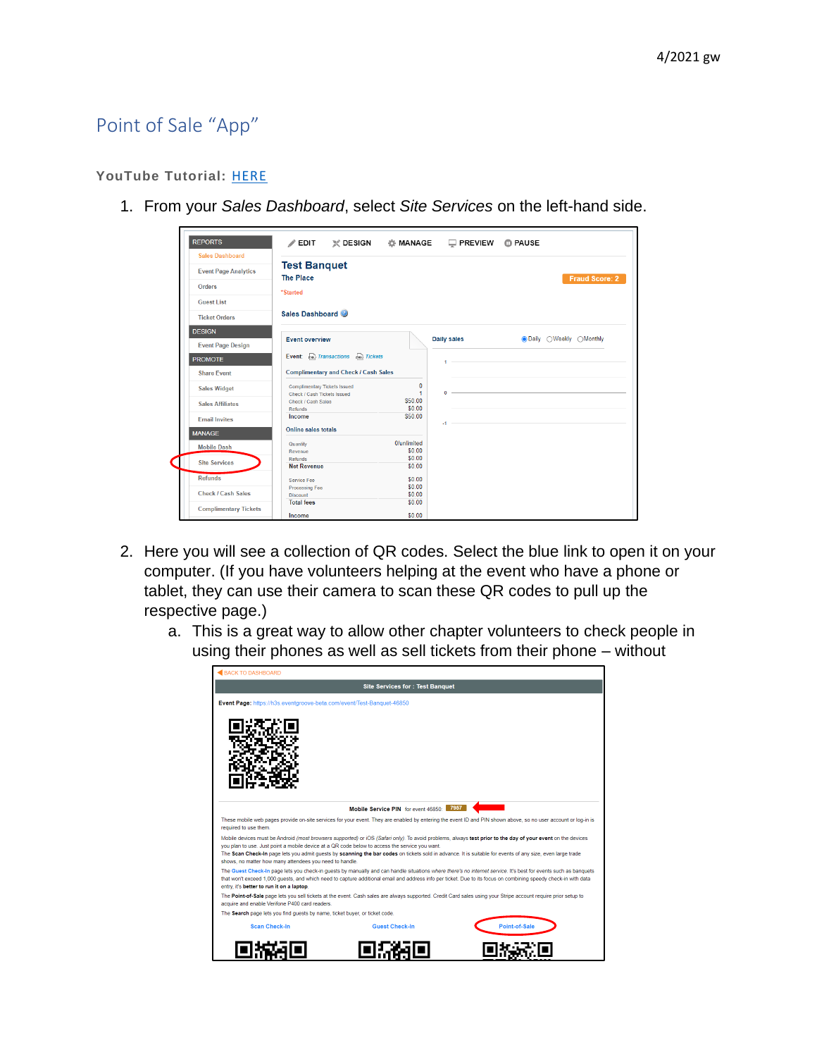4/2021 gw

# Point of Sale "App"

### YouTube Tutorial: HERE

1. From your *Sales Dashboard*, select *Site Services* on the left-hand side.

2. Here you will see a collection of QR codes. Select the blue link to open it on your computer. (If you have volunteers helping at the event who have a phone or tablet, they can use their camera to scan these QR codes to pull up the respective page.)
   a. This is a great way to allow other chapter volunteers to check people in using their phones as well as sell tickets from their phone – without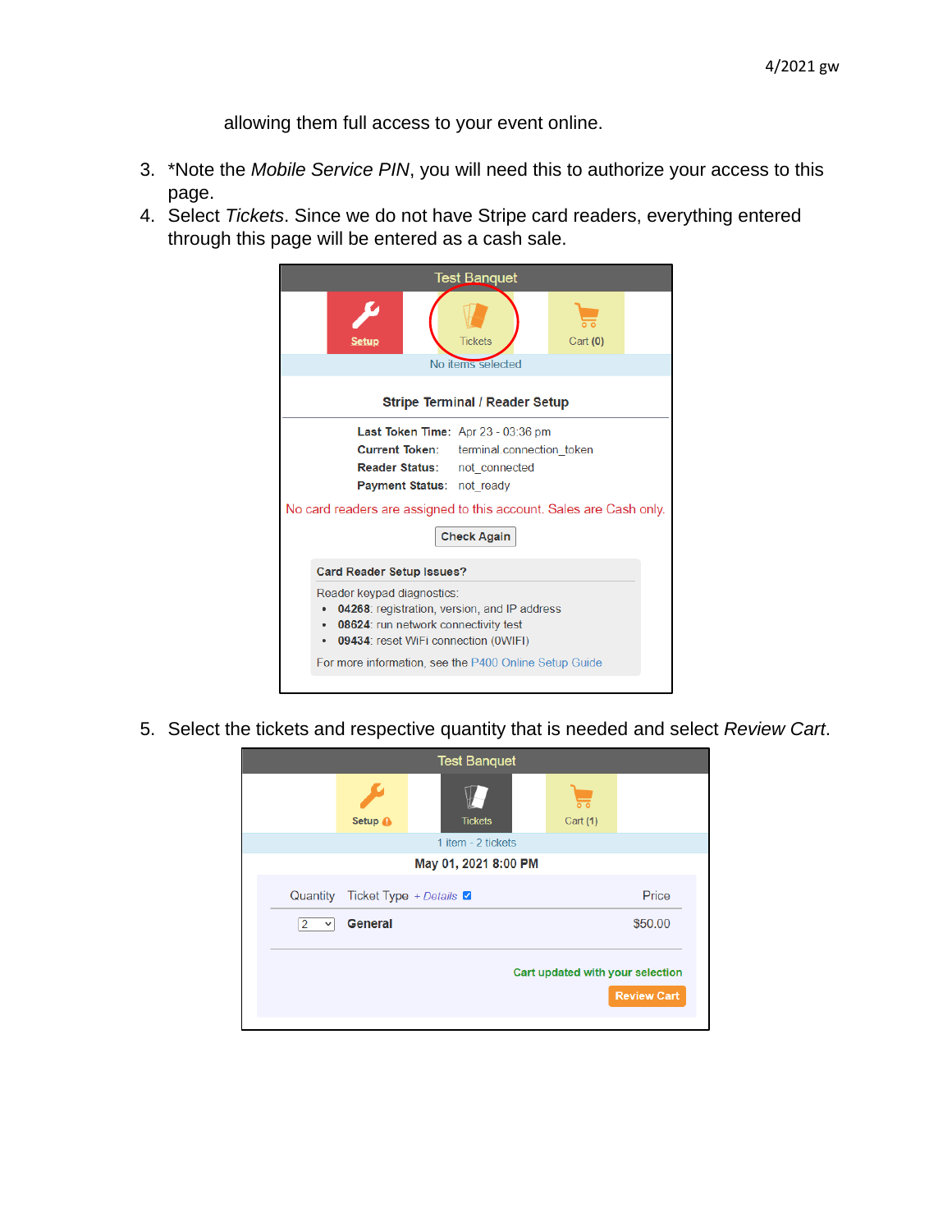allowing them full access to your event online.

3. *Note the *Mobile Service PIN*, you will need this to authorize your access to this page.
4. Select *Tickets*. Since we do not have Stripe card readers, everything entered through this page will be entered as a cash sale.

5. Select the tickets and respective quantity that is needed and select *Review Cart*.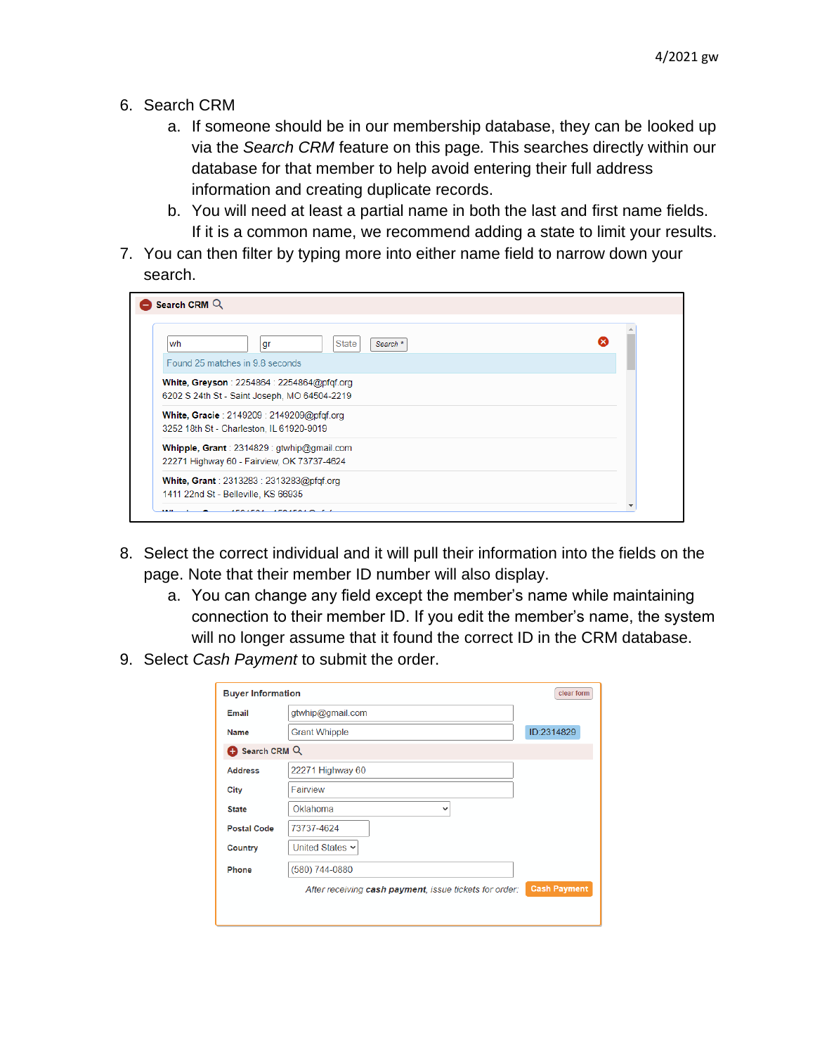6. Search CRM
    a. If someone should be in our membership database, they can be looked up via the *Search CRM* feature on this page. This searches directly within our database for that member to help avoid entering their full address information and creating duplicate records.
    b. You will need at least a partial name in both the last and first name fields. If it is a common name, we recommend adding a state to limit your results.
7. You can then filter by typing more into either name field to narrow down your search.

8. Select the correct individual and it will pull their information into the fields on the page. Note that their member ID number will also display.
    a. You can change any field except the member's name while maintaining connection to their member ID. If you edit the member's name, the system will no longer assume that it found the correct ID in the CRM database.
9. Select *Cash Payment* to submit the order.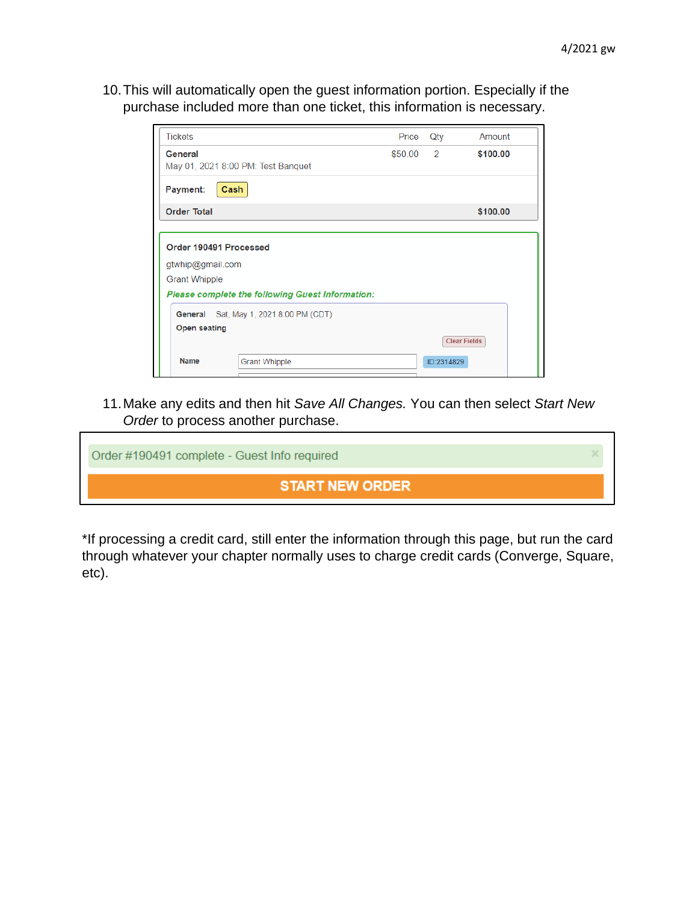10. This will automatically open the guest information portion. Especially if the purchase included more than one ticket, this information is necessary.

| Tickets | Price | Qty | Amount |
|---|---|---|---|
| **General**<br>May 01, 2021 8:00 PM: Test Banquet | $50.00 | 2 | **$100.00** |
| **Payment:** Cash | | | |
| **Order Total** | | | **$100.00** |

**Order 190491 Processed**

gtwhip@gmail.com

Grant Whipple

***Please complete the following Guest Information:***

**General** Sat, May 1, 2021 8:00 PM (CDT)

**Open seating**

Clear Fields

**Name** Grant Whipple ID:2314829

11. Make any edits and then hit *Save All Changes.* You can then select *Start New Order* to process another purchase.

Order #190491 complete - Guest Info required

START NEW ORDER

*If processing a credit card, still enter the information through this page, but run the card through whatever your chapter normally uses to charge credit cards (Converge, Square, etc).